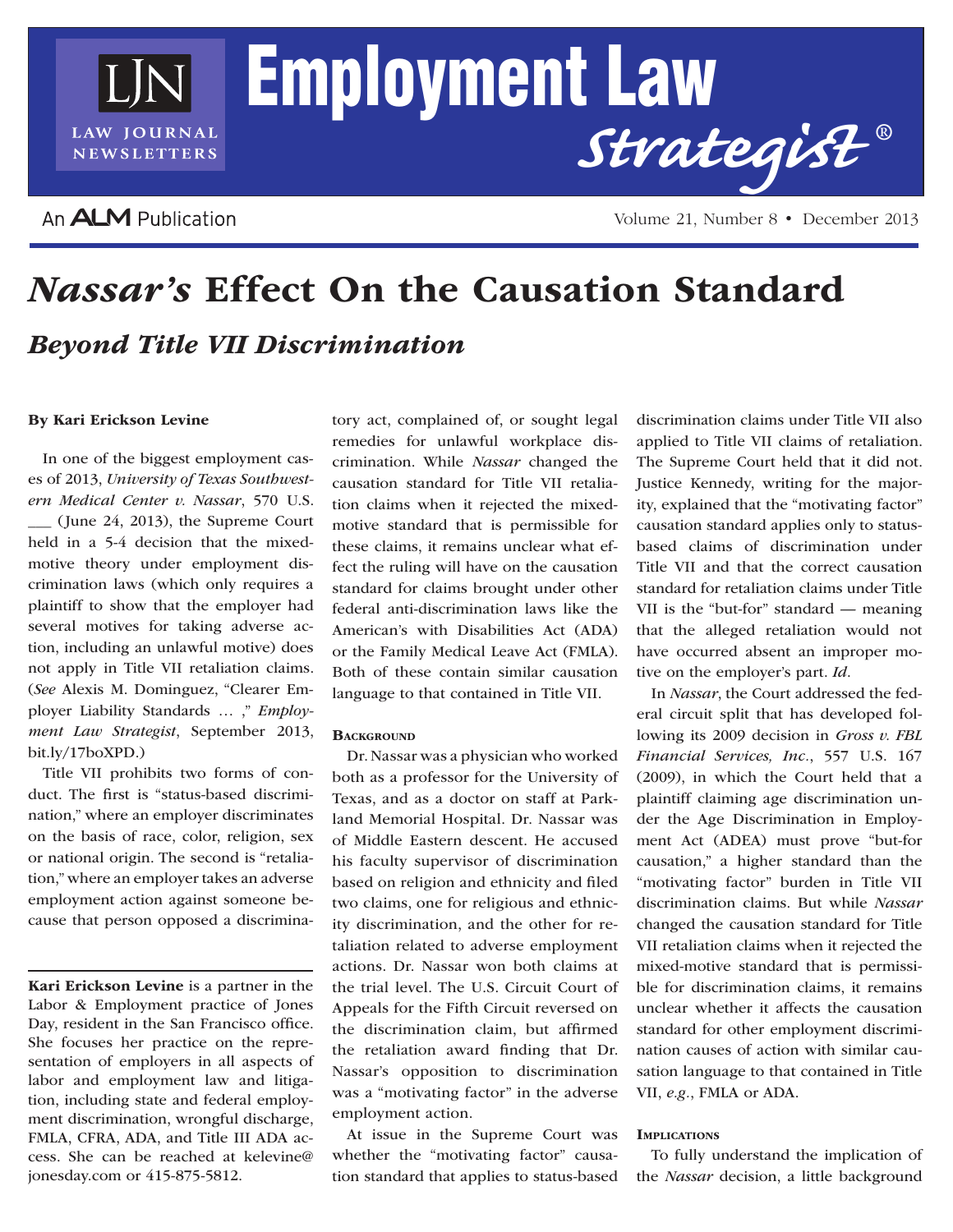# *Nassar's* Effect On the Causation Standard

## *Beyond Title VII Discrimination*

**By Kari Erickson Levine**

In one of the biggest employment cases of 2013, *University of Texas Southwestern Medical Center v. Nassar*, 570 U.S. ___ (June 24, 2013), the Supreme Court held in a 5-4 decision that the mixed-motive theory under employment discrimination laws (which only requires a plaintiff to show that the employer had several motives for taking adverse action, including an unlawful motive) does not apply in Title VII retaliation claims. (*See* Alexis M. Dominguez, "Clearer Employer Liability Standards … ," *Employment Law Strategist*, September 2013, bit.ly/17boXPD.)

Title VII prohibits two forms of conduct. The first is "status-based discrimination," where an employer discriminates on the basis of race, color, religion, sex or national origin. The second is "retaliation," where an employer takes an adverse employment action against someone because that person opposed a discriminatory act, complained of, or sought legal remedies for unlawful workplace discrimination. While *Nassar* changed the causation standard for Title VII retaliation claims when it rejected the mixed-motive standard that is permissible for these claims, it remains unclear what effect the ruling will have on the causation standard for claims brought under other federal anti-discrimination laws like the American's with Disabilities Act (ADA) or the Family Medical Leave Act (FMLA). Both of these contain similar causation language to that contained in Title VII.

**Kari Erickson Levine** is a partner in the Labor & Employment practice of Jones Day, resident in the San Francisco office. She focuses her practice on the representation of employers in all aspects of labor and employment law and litigation, including state and federal employment discrimination, wrongful discharge, FMLA, CFRA, ADA, and Title III ADA access. She can be reached at kelevine@jonesday.com or 415-875-5812.

### Background

Dr. Nassar was a physician who worked both as a professor for the University of Texas, and as a doctor on staff at Parkland Memorial Hospital. Dr. Nassar was of Middle Eastern descent. He accused his faculty supervisor of discrimination based on religion and ethnicity and filed two claims, one for religious and ethnicity discrimination, and the other for retaliation related to adverse employment actions. Dr. Nassar won both claims at the trial level. The U.S. Circuit Court of Appeals for the Fifth Circuit reversed on the discrimination claim, but affirmed the retaliation award finding that Dr. Nassar's opposition to discrimination was a "motivating factor" in the adverse employment action.

At issue in the Supreme Court was whether the "motivating factor" causation standard that applies to status-based discrimination claims under Title VII also applied to Title VII claims of retaliation. The Supreme Court held that it did not. Justice Kennedy, writing for the majority, explained that the "motivating factor" causation standard applies only to status-based claims of discrimination under Title VII and that the correct causation standard for retaliation claims under Title VII is the "but-for" standard — meaning that the alleged retaliation would not have occurred absent an improper motive on the employer's part. *Id*.

In *Nassar*, the Court addressed the federal circuit split that has developed following its 2009 decision in *Gross v. FBL Financial Services, Inc.*, 557 U.S. 167 (2009), in which the Court held that a plaintiff claiming age discrimination under the Age Discrimination in Employment Act (ADEA) must prove "but-for causation," a higher standard than the "motivating factor" burden in Title VII discrimination claims. But while *Nassar* changed the causation standard for Title VII retaliation claims when it rejected the mixed-motive standard that is permissible for discrimination claims, it remains unclear whether it affects the causation standard for other employment discrimination causes of action with similar causation language to that contained in Title VII, *e.g.*, FMLA or ADA.

### Implications

To fully understand the implication of the *Nassar* decision, a little background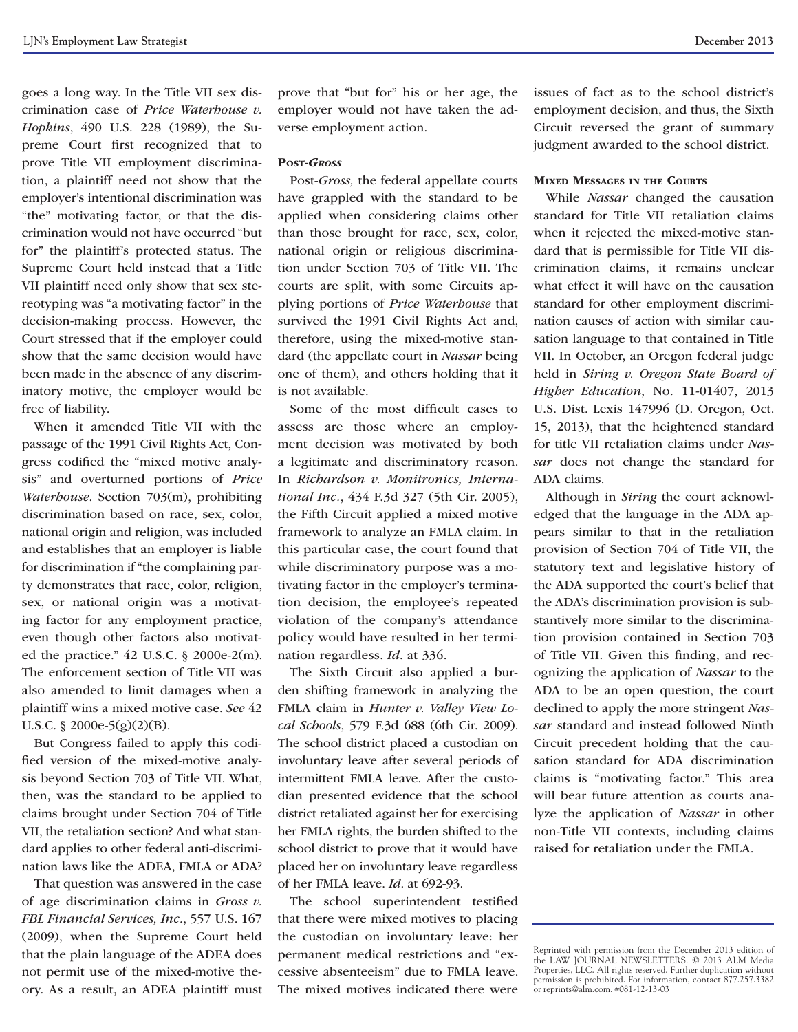goes a long way. In the Title VII sex discrimination case of *Price Waterhouse v. Hopkins*, 490 U.S. 228 (1989), the Supreme Court first recognized that to prove Title VII employment discrimination, a plaintiff need not show that the employer's intentional discrimination was "the" motivating factor, or that the discrimination would not have occurred "but for" the plaintiff's protected status. The Supreme Court held instead that a Title VII plaintiff need only show that sex stereotyping was "a motivating factor" in the decision-making process. However, the Court stressed that if the employer could show that the same decision would have been made in the absence of any discriminatory motive, the employer would be free of liability.

When it amended Title VII with the passage of the 1991 Civil Rights Act, Congress codified the "mixed motive analysis" and overturned portions of *Price Waterhouse*. Section 703(m), prohibiting discrimination based on race, sex, color, national origin and religion, was included and establishes that an employer is liable for discrimination if "the complaining party demonstrates that race, color, religion, sex, or national origin was a motivating factor for any employment practice, even though other factors also motivated the practice." 42 U.S.C. § 2000e-2(m). The enforcement section of Title VII was also amended to limit damages when a plaintiff wins a mixed motive case. *See* 42 U.S.C. § 2000e-5(g)(2)(B).

But Congress failed to apply this codified version of the mixed-motive analysis beyond Section 703 of Title VII. What, then, was the standard to be applied to claims brought under Section 704 of Title VII, the retaliation section? And what standard applies to other federal anti-discrimination laws like the ADEA, FMLA or ADA?

That question was answered in the case of age discrimination claims in *Gross v. FBL Financial Services, Inc.*, 557 U.S. 167 (2009), when the Supreme Court held that the plain language of the ADEA does not permit use of the mixed-motive theory. As a result, an ADEA plaintiff must prove that "but for" his or her age, the employer would not have taken the adverse employment action.

### Post-*Gross*

Post-*Gross,* the federal appellate courts have grappled with the standard to be applied when considering claims other than those brought for race, sex, color, national origin or religious discrimination under Section 703 of Title VII. The courts are split, with some Circuits applying portions of *Price Waterhouse* that survived the 1991 Civil Rights Act and, therefore, using the mixed-motive standard (the appellate court in *Nassar* being one of them), and others holding that it is not available.

Some of the most difficult cases to assess are those where an employment decision was motivated by both a legitimate and discriminatory reason. In *Richardson v. Monitronics, International Inc.*, 434 F.3d 327 (5th Cir. 2005), the Fifth Circuit applied a mixed motive framework to analyze an FMLA claim. In this particular case, the court found that while discriminatory purpose was a motivating factor in the employer's termination decision, the employee's repeated violation of the company's attendance policy would have resulted in her termination regardless. *Id*. at 336.

The Sixth Circuit also applied a burden shifting framework in analyzing the FMLA claim in *Hunter v. Valley View Local Schools*, 579 F.3d 688 (6th Cir. 2009). The school district placed a custodian on involuntary leave after several periods of intermittent FMLA leave. After the custodian presented evidence that the school district retaliated against her for exercising her FMLA rights, the burden shifted to the school district to prove that it would have placed her on involuntary leave regardless of her FMLA leave. *Id*. at 692-93.

The school superintendent testified that there were mixed motives to placing the custodian on involuntary leave: her permanent medical restrictions and "excessive absenteeism" due to FMLA leave. The mixed motives indicated there were issues of fact as to the school district's employment decision, and thus, the Sixth Circuit reversed the grant of summary judgment awarded to the school district.

### Mixed Messages in the Courts

While *Nassar* changed the causation standard for Title VII retaliation claims when it rejected the mixed-motive standard that is permissible for Title VII discrimination claims, it remains unclear what effect it will have on the causation standard for other employment discrimination causes of action with similar causation language to that contained in Title VII. In October, an Oregon federal judge held in *Siring v. Oregon State Board of Higher Education*, No. 11-01407, 2013 U.S. Dist. Lexis 147996 (D. Oregon, Oct. 15, 2013), that the heightened standard for title VII retaliation claims under *Nassar* does not change the standard for ADA claims.

Although in *Siring* the court acknowledged that the language in the ADA appears similar to that in the retaliation provision of Section 704 of Title VII, the statutory text and legislative history of the ADA supported the court's belief that the ADA's discrimination provision is substantively more similar to the discrimination provision contained in Section 703 of Title VII. Given this finding, and recognizing the application of *Nassar* to the ADA to be an open question, the court declined to apply the more stringent *Nassar* standard and instead followed Ninth Circuit precedent holding that the causation standard for ADA discrimination claims is "motivating factor." This area will bear future attention as courts analyze the application of *Nassar* in other non-Title VII contexts, including claims raised for retaliation under the FMLA.

Reprinted with permission from the December 2013 edition of the LAW JOURNAL NEWSLETTERS. © 2013 ALM Media Properties, LLC. All rights reserved. Further duplication without permission is prohibited. For information, contact 877.257.3382 or reprints@alm.com. #081-12-13-03